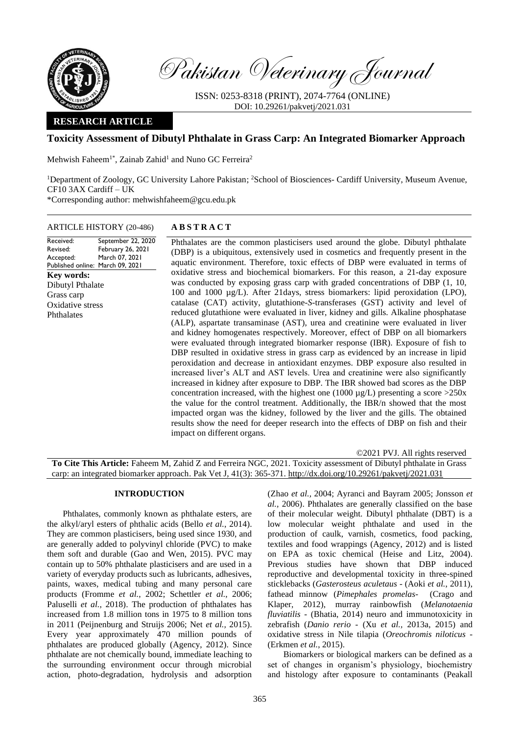Pakistan Veterinary Journal

ISSN: 0253-8318 (PRINT), 2074-7764 (ONLINE)
DOI: 10.29261/pakvetj/2021.031

**RESEARCH ARTICLE**

# Toxicity Assessment of Dibutyl Phthalate in Grass Carp: An Integrated Biomarker Approach

Mehwish Faheem[1*], Zainab Zahid[1] and Nuno GC Ferreira[2]

[1]Department of Zoology, GC University Lahore Pakistan; [2]School of Biosciences- Cardiff University, Museum Avenue, CF10 3AX Cardiff – UK

*Corresponding author: mehwishfaheem@gcu.edu.pk

**ARTICLE HISTORY** (20-486)

| | |
|---|---|
| Received: | September 22, 2020 |
| Revised: | February 26, 2021 |
| Accepted: | March 07, 2021 |
| Published online: | March 09, 2021 |

**Key words:**
Dibutyl Pthalate
Grass carp
Oxidative stress
Phthalates

## ABSTRACT

Phthalates are the common plasticisers used around the globe. Dibutyl phthalate (DBP) is a ubiquitous, extensively used in cosmetics and frequently present in the aquatic environment. Therefore, toxic effects of DBP were evaluated in terms of oxidative stress and biochemical biomarkers. For this reason, a 21-day exposure was conducted by exposing grass carp with graded concentrations of DBP (1, 10, 100 and 1000 µg/L). After 21days, stress biomarkers: lipid peroxidation (LPO), catalase (CAT) activity, glutathione-*S*-transferases (GST) activity and level of reduced glutathione were evaluated in liver, kidney and gills. Alkaline phosphatase (ALP), aspartate transaminase (AST), urea and creatinine were evaluated in liver and kidney homogenates respectively. Moreover, effect of DBP on all biomarkers were evaluated through integrated biomarker response (IBR). Exposure of fish to DBP resulted in oxidative stress in grass carp as evidenced by an increase in lipid peroxidation and decrease in antioxidant enzymes. DBP exposure also resulted in increased liver's ALT and AST levels. Urea and creatinine were also significantly increased in kidney after exposure to DBP. The IBR showed bad scores as the DBP concentration increased, with the highest one (1000 µg/L) presenting a score >250x the value for the control treatment. Additionally, the IBR/n showed that the most impacted organ was the kidney, followed by the liver and the gills. The obtained results show the need for deeper research into the effects of DBP on fish and their impact on different organs.

©2021 PVJ. All rights reserved

**To Cite This Article:** Faheem M, Zahid Z and Ferreira NGC, 2021. Toxicity assessment of Dibutyl phthalate in Grass carp: an integrated biomarker approach. Pak Vet J, 41(3): 365-371. http://dx.doi.org/10.29261/pakvetj/2021.031

## INTRODUCTION

Phthalates, commonly known as phthalate esters, are the alkyl/aryl esters of phthalic acids (Bello *et al.*, 2014). They are common plasticisers, being used since 1930, and are generally added to polyvinyl chloride (PVC) to make them soft and durable (Gao and Wen, 2015). PVC may contain up to 50% phthalate plasticisers and are used in a variety of everyday products such as lubricants, adhesives, paints, waxes, medical tubing and many personal care products (Fromme *et al.*, 2002; Schettler *et al.*, 2006; Paluselli *et al.*, 2018). The production of phthalates has increased from 1.8 million tons in 1975 to 8 million tons in 2011 (Peijnenburg and Struijs 2006; Net *et al.*, 2015). Every year approximately 470 million pounds of phthalates are produced globally (Agency, 2012). Since phthalate are not chemically bound, immediate leaching to the surrounding environment occur through microbial action, photo-degradation, hydrolysis and adsorption (Zhao *et al.*, 2004; Ayranci and Bayram 2005; Jonsson *et al.*, 2006). Phthalates are generally classified on the base of their molecular weight. Dibutyl phthalate (DBT) is a low molecular weight phthalate and used in the production of caulk, varnish, cosmetics, food packing, textiles and food wrappings (Agency, 2012) and is listed on EPA as toxic chemical (Heise and Litz, 2004). Previous studies have shown that DBP induced reproductive and developmental toxicity in three-spined sticklebacks (*Gasterosteus aculetaus* - (Aoki *et al.*, 2011), fathead minnow (*Pimephales promelas*- (Crago and Klaper, 2012), murray rainbowfish (*Melanotaenia fluviatilis* - (Bhatia, 2014) neuro and immunotoxicity in zebrafish (*Danio rerio* - (Xu *et al.*, 2013a, 2015) and oxidative stress in Nile tilapia (*Oreochromis niloticus* - (Erkmen *et al.*, 2015).

Biomarkers or biological markers can be defined as a set of changes in organism's physiology, biochemistry and histology after exposure to contaminants (Peakall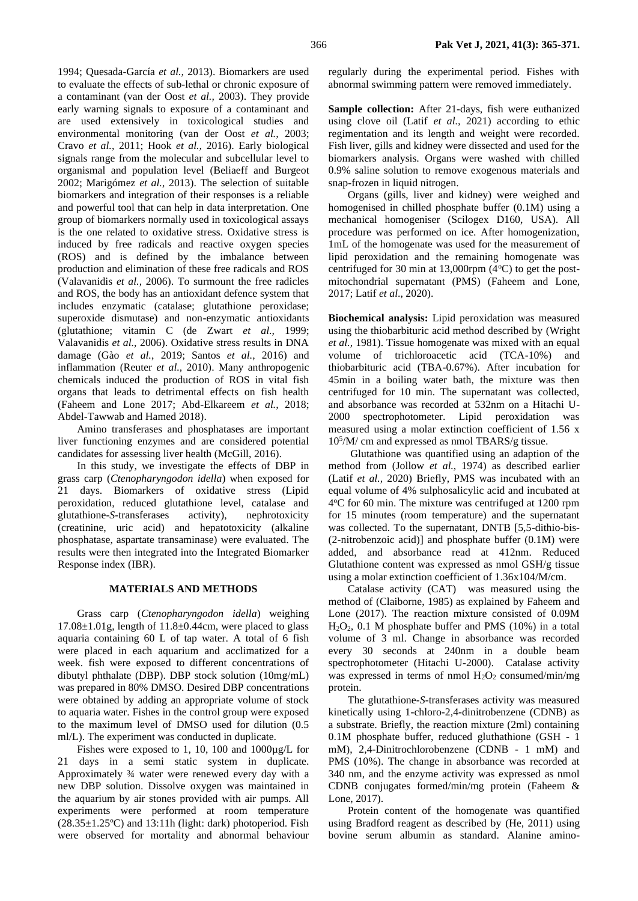1994; Quesada-García *et al.,* 2013). Biomarkers are used to evaluate the effects of sub-lethal or chronic exposure of a contaminant (van der Oost *et al.,* 2003). They provide early warning signals to exposure of a contaminant and are used extensively in toxicological studies and environmental monitoring (van der Oost *et al.,* 2003; Cravo *et al.,* 2011; Hook *et al.,* 2016). Early biological signals range from the molecular and subcellular level to organismal and population level (Beliaeff and Burgeot 2002; Marigómez *et al.,* 2013). The selection of suitable biomarkers and integration of their responses is a reliable and powerful tool that can help in data interpretation. One group of biomarkers normally used in toxicological assays is the one related to oxidative stress. Oxidative stress is induced by free radicals and reactive oxygen species (ROS) and is defined by the imbalance between production and elimination of these free radicals and ROS (Valavanidis *et al.,* 2006). To surmount the free radicles and ROS, the body has an antioxidant defence system that includes enzymatic (catalase; glutathione peroxidase; superoxide dismutase) and non-enzymatic antioxidants (glutathione; vitamin C (de Zwart *et al.,* 1999; Valavanidis *et al.,* 2006). Oxidative stress results in DNA damage (Gào *et al.,* 2019; Santos *et al.,* 2016) and inflammation (Reuter *et al.,* 2010). Many anthropogenic chemicals induced the production of ROS in vital fish organs that leads to detrimental effects on fish health (Faheem and Lone 2017; Abd-Elkareem *et al.,* 2018; Abdel-Tawwab and Hamed 2018).

Amino transferases and phosphatases are important liver functioning enzymes and are considered potential candidates for assessing liver health (McGill, 2016).

In this study, we investigate the effects of DBP in grass carp (*Ctenopharyngodon idella*) when exposed for 21 days. Biomarkers of oxidative stress (Lipid peroxidation, reduced glutathione level, catalase and glutathione-*S*-transferases activity), nephrotoxicity (creatinine, uric acid) and hepatotoxicity (alkaline phosphatase, aspartate transaminase) were evaluated. The results were then integrated into the Integrated Biomarker Response index (IBR).

## MATERIALS AND METHODS

Grass carp (*Ctenopharyngodon idella*) weighing 17.08±1.01g, length of 11.8±0.44cm, were placed to glass aquaria containing 60 L of tap water. A total of 6 fish were placed in each aquarium and acclimatized for a week. fish were exposed to different concentrations of dibutyl phthalate (DBP). DBP stock solution (10mg/mL) was prepared in 80% DMSO. Desired DBP concentrations were obtained by adding an appropriate volume of stock to aquaria water. Fishes in the control group were exposed to the maximum level of DMSO used for dilution (0.5 ml/L). The experiment was conducted in duplicate.

Fishes were exposed to 1, 10, 100 and 1000µg/L for 21 days in a semi static system in duplicate. Approximately ¾ water were renewed every day with a new DBP solution. Dissolve oxygen was maintained in the aquarium by air stones provided with air pumps. All experiments were performed at room temperature (28.35±1.25ºC) and 13:11h (light: dark) photoperiod. Fish were observed for mortality and abnormal behaviour regularly during the experimental period. Fishes with abnormal swimming pattern were removed immediately.

**Sample collection:** After 21-days, fish were euthanized using clove oil (Latif *et al.,* 2021) according to ethic regimentation and its length and weight were recorded. Fish liver, gills and kidney were dissected and used for the biomarkers analysis. Organs were washed with chilled 0.9% saline solution to remove exogenous materials and snap-frozen in liquid nitrogen.

Organs (gills, liver and kidney) were weighed and homogenised in chilled phosphate buffer (0.1M) using a mechanical homogeniser (Scilogex D160, USA). All procedure was performed on ice. After homogenization, 1mL of the homogenate was used for the measurement of lipid peroxidation and the remaining homogenate was centrifuged for 30 min at 13,000rpm (4ºC) to get the post-mitochondrial supernatant (PMS) (Faheem and Lone, 2017; Latif *et al*., 2020).

**Biochemical analysis:** Lipid peroxidation was measured using the thiobarbituric acid method described by (Wright *et al.,* 1981). Tissue homogenate was mixed with an equal volume of trichloroacetic acid (TCA-10%) and thiobarbituric acid (TBA-0.67%). After incubation for 45min in a boiling water bath, the mixture was then centrifuged for 10 min. The supernatant was collected, and absorbance was recorded at 532nm on a Hitachi U-2000 spectrophotometer. Lipid peroxidation was measured using a molar extinction coefficient of 1.56 x $10^5$/M/ cm and expressed as nmol TBARS/g tissue.

Glutathione was quantified using an adaption of the method from (Jollow *et al.,* 1974) as described earlier (Latif *et al.,* 2020) Briefly, PMS was incubated with an equal volume of 4% sulphosalicylic acid and incubated at 4ºC for 60 min. The mixture was centrifuged at 1200 rpm for 15 minutes (room temperature) and the supernatant was collected. To the supernatant, DNTB [5,5-dithio-bis-(2-nitrobenzoic acid)] and phosphate buffer (0.1M) were added, and absorbance read at 412nm. Reduced Glutathione content was expressed as nmol GSH/g tissue using a molar extinction coefficient of 1.36x104/M/cm.

Catalase activity (CAT) was measured using the method of (Claiborne, 1985) as explained by Faheem and Lone (2017). The reaction mixture consisted of 0.09M $H_2O_2$, 0.1 M phosphate buffer and PMS (10%) in a total volume of 3 ml. Change in absorbance was recorded every 30 seconds at 240nm in a double beam spectrophotometer (Hitachi U-2000). Catalase activity was expressed in terms of nmol $H_2O_2$ consumed/min/mg protein.

The glutathione-*S*-transferases activity was measured kinetically using 1-chloro-2,4-dinitrobenzene (CDNB) as a substrate. Briefly, the reaction mixture (2ml) containing 0.1M phosphate buffer, reduced gluthathione (GSH - 1 mM), 2,4-Dinitrochlorobenzene (CDNB - 1 mM) and PMS (10%). The change in absorbance was recorded at 340 nm, and the enzyme activity was expressed as nmol CDNB conjugates formed/min/mg protein (Faheem & Lone, 2017).

Protein content of the homogenate was quantified using Bradford reagent as described by (He, 2011) using bovine serum albumin as standard. Alanine amino-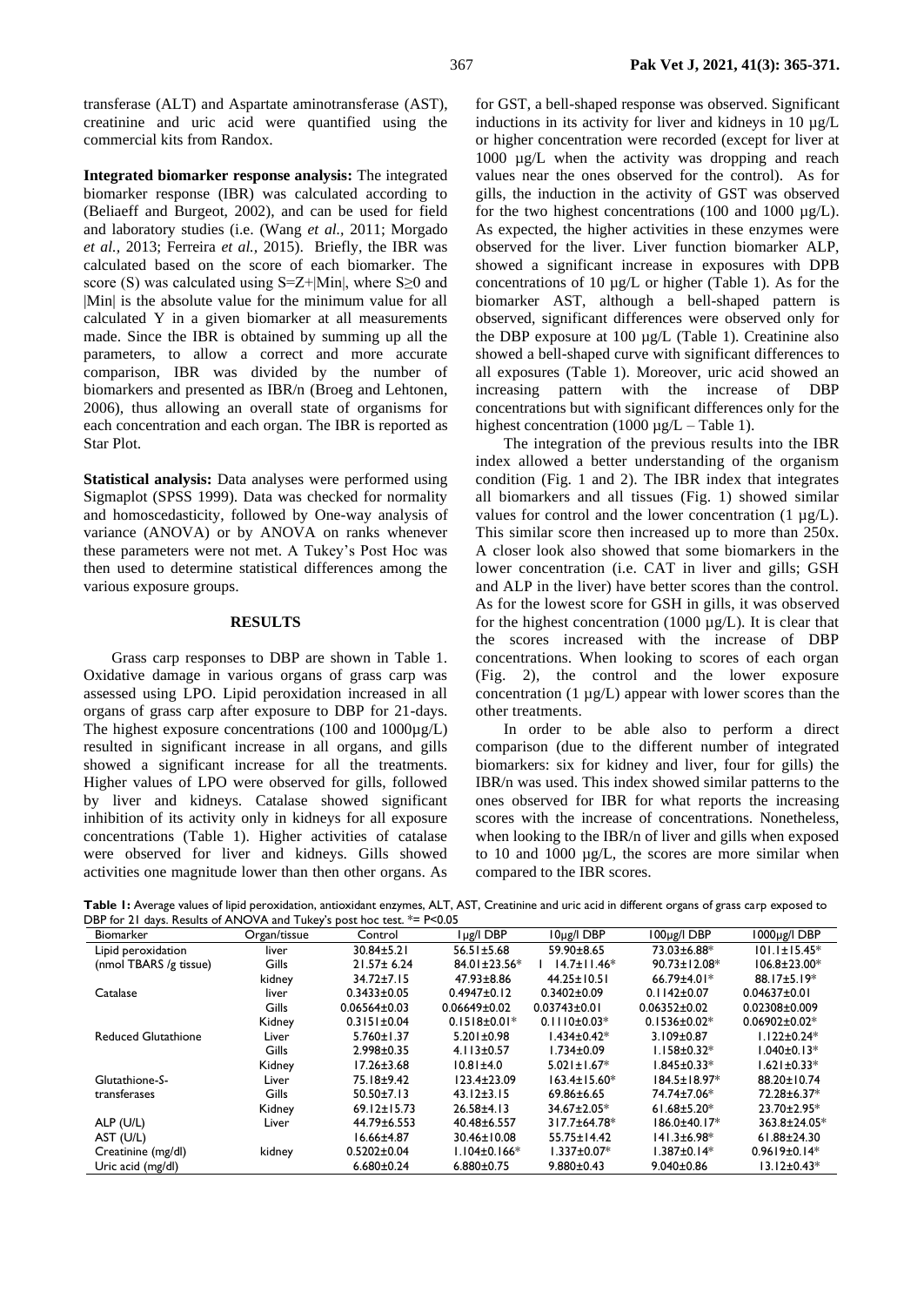transferase (ALT) and Aspartate aminotransferase (AST), creatinine and uric acid were quantified using the commercial kits from Randox.

**Integrated biomarker response analysis:** The integrated biomarker response (IBR) was calculated according to (Beliaeff and Burgeot, 2002), and can be used for field and laboratory studies (i.e. (Wang *et al.*, 2011; Morgado *et al.*, 2013; Ferreira *et al.*, 2015). Briefly, the IBR was calculated based on the score of each biomarker. The score (S) was calculated using $S=Z+|Min|$, where $S \geq 0$ and $|Min|$ is the absolute value for the minimum value for all calculated Y in a given biomarker at all measurements made. Since the IBR is obtained by summing up all the parameters, to allow a correct and more accurate comparison, IBR was divided by the number of biomarkers and presented as IBR/n (Broeg and Lehtonen, 2006), thus allowing an overall state of organisms for each concentration and each organ. The IBR is reported as Star Plot.

**Statistical analysis:** Data analyses were performed using Sigmaplot (SPSS 1999). Data was checked for normality and homoscedasticity, followed by One-way analysis of variance (ANOVA) or by ANOVA on ranks whenever these parameters were not met. A Tukey's Post Hoc was then used to determine statistical differences among the various exposure groups.

## RESULTS

Grass carp responses to DBP are shown in Table 1. Oxidative damage in various organs of grass carp was assessed using LPO. Lipid peroxidation increased in all organs of grass carp after exposure to DBP for 21-days. The highest exposure concentrations (100 and 1000µg/L) resulted in significant increase in all organs, and gills showed a significant increase for all the treatments. Higher values of LPO were observed for gills, followed by liver and kidneys. Catalase showed significant inhibition of its activity only in kidneys for all exposure concentrations (Table 1). Higher activities of catalase were observed for liver and kidneys. Gills showed activities one magnitude lower than then other organs. As for GST, a bell-shaped response was observed. Significant inductions in its activity for liver and kidneys in 10 µg/L or higher concentration were recorded (except for liver at 1000 µg/L when the activity was dropping and reach values near the ones observed for the control). As for gills, the induction in the activity of GST was observed for the two highest concentrations (100 and 1000 µg/L). As expected, the higher activities in these enzymes were observed for the liver. Liver function biomarker ALP, showed a significant increase in exposures with DPB concentrations of 10 µg/L or higher (Table 1). As for the biomarker AST, although a bell-shaped pattern is observed, significant differences were observed only for the DBP exposure at 100 µg/L (Table 1). Creatinine also showed a bell-shaped curve with significant differences to all exposures (Table 1). Moreover, uric acid showed an increasing pattern with the increase of DBP concentrations but with significant differences only for the highest concentration (1000 µg/L – Table 1).

The integration of the previous results into the IBR index allowed a better understanding of the organism condition (Fig. 1 and 2). The IBR index that integrates all biomarkers and all tissues (Fig. 1) showed similar values for control and the lower concentration (1 µg/L). This similar score then increased up to more than 250x. A closer look also showed that some biomarkers in the lower concentration (i.e. CAT in liver and gills; GSH and ALP in the liver) have better scores than the control. As for the lowest score for GSH in gills, it was observed for the highest concentration (1000 µg/L). It is clear that the scores increased with the increase of DBP concentrations. When looking to scores of each organ (Fig. 2), the control and the lower exposure concentration (1 µg/L) appear with lower scores than the other treatments.

In order to be able also to perform a direct comparison (due to the different number of integrated biomarkers: six for kidney and liver, four for gills) the IBR/n was used. This index showed similar patterns to the ones observed for IBR for what reports the increasing scores with the increase of concentrations. Nonetheless, when looking to the IBR/n of liver and gills when exposed to 10 and 1000 µg/L, the scores are more similar when compared to the IBR scores.

**Table 1:** Average values of lipid peroxidation, antioxidant enzymes, ALT, AST, Creatinine and uric acid in different organs of grass carp exposed to DBP for 21 days. Results of ANOVA and Tukey's post hoc test. *= P<0.05

| Biomarker | Organ/tissue | Control | 1µg/l DBP | 10µg/l DBP | 100µg/l DBP | 1000µg/l DBP |
|---|---|---|---|---|---|---|
| Lipid peroxidation | liver | 30.84±5.21 | 56.51±5.68 | 59.90±8.65 | 73.03±6.88* | 101.1±15.45* |
| (nmol TBARS /g tissue) | Gills | 21.57± 6.24 | 84.01±23.56* | 114.7±11.46* | 90.73±12.08* | 106.8±23.00* |
| | kidney | 34.72±7.15 | 47.93±8.86 | 44.25±10.51 | 66.79±4.01* | 88.17±5.19* |
| Catalase | liver | 0.3433±0.05 | 0.4947±0.12 | 0.3402±0.09 | 0.1142±0.07 | 0.04637±0.01 |
| | Gills | 0.06564±0.03 | 0.06649±0.02 | 0.03743±0.01 | 0.06352±0.02 | 0.02308±0.009 |
| | Kidney | 0.3151±0.04 | 0.1518±0.01* | 0.1110±0.03* | 0.1536±0.02* | 0.06902±0.02* |
| Reduced Glutathione | Liver | 5.760±1.37 | 5.201±0.98 | 1.434±0.42* | 3.109±0.87 | 1.122±0.24* |
| | Gills | 2.998±0.35 | 4.113±0.57 | 1.734±0.09 | 1.158±0.32* | 1.040±0.13* |
| | Kidney | 17.26±3.68 | 10.81±4.0 | 5.021±1.67* | 1.845±0.33* | 1.621±0.33* |
| Glutathione-S-transferases | Liver | 75.18±9.42 | 123.4±23.09 | 163.4±15.60* | 184.5±18.97* | 88.20±10.74 |
| | Gills | 50.50±7.13 | 43.12±3.15 | 69.86±6.65 | 74.74±7.06* | 72.28±6.37* |
| | Kidney | 69.12±15.73 | 26.58±4.13 | 34.67±2.05* | 61.68±5.20* | 23.70±2.95* |
| ALP (U/L) | Liver | 44.79±6.553 | 40.48±6.557 | 317.7±64.78* | 186.0±40.17* | 363.8±24.05* |
| AST (U/L) | | 16.66±4.87 | 30.46±10.08 | 55.75±14.42 | 141.3±6.98* | 61.88±24.30 |
| Creatinine (mg/dl) | kidney | 0.5202±0.04 | 1.104±0.166* | 1.337±0.07* | 1.387±0.14* | 0.9619±0.14* |
| Uric acid (mg/dl) | | 6.680±0.24 | 6.880±0.75 | 9.880±0.43 | 9.040±0.86 | 13.12±0.43* |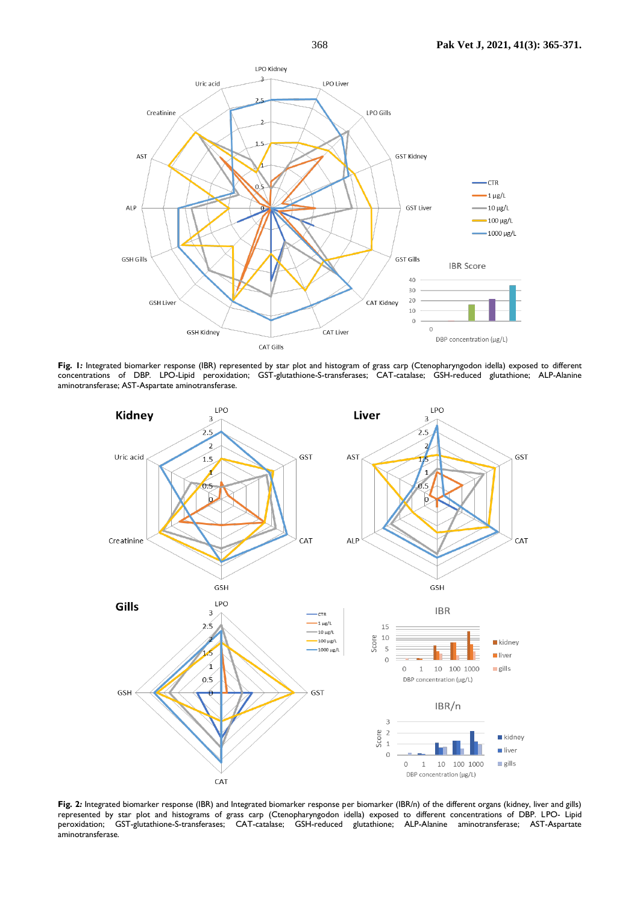**Fig. 1:** Integrated biomarker response (IBR) represented by star plot and histogram of grass carp (Ctenopharyngodon idella) exposed to different concentrations of DBP. LPO-Lipid peroxidation; GST-glutathione-S-transferases; CAT-catalase; GSH-reduced glutathione; ALP-Alanine aminotransferase; AST-Aspartate aminotransferase.

**Fig. 2:** Integrated biomarker response (IBR) and Integrated biomarker response per biomarker (IBR/n) of the different organs (kidney, liver and gills) represented by star plot and histograms of grass carp (Ctenopharyngodon idella) exposed to different concentrations of DBP. LPO- Lipid peroxidation; GST-glutathione-S-transferases; CAT-catalase; GSH-reduced glutathione; ALP-Alanine aminotransferase; AST-Aspartate aminotransferase.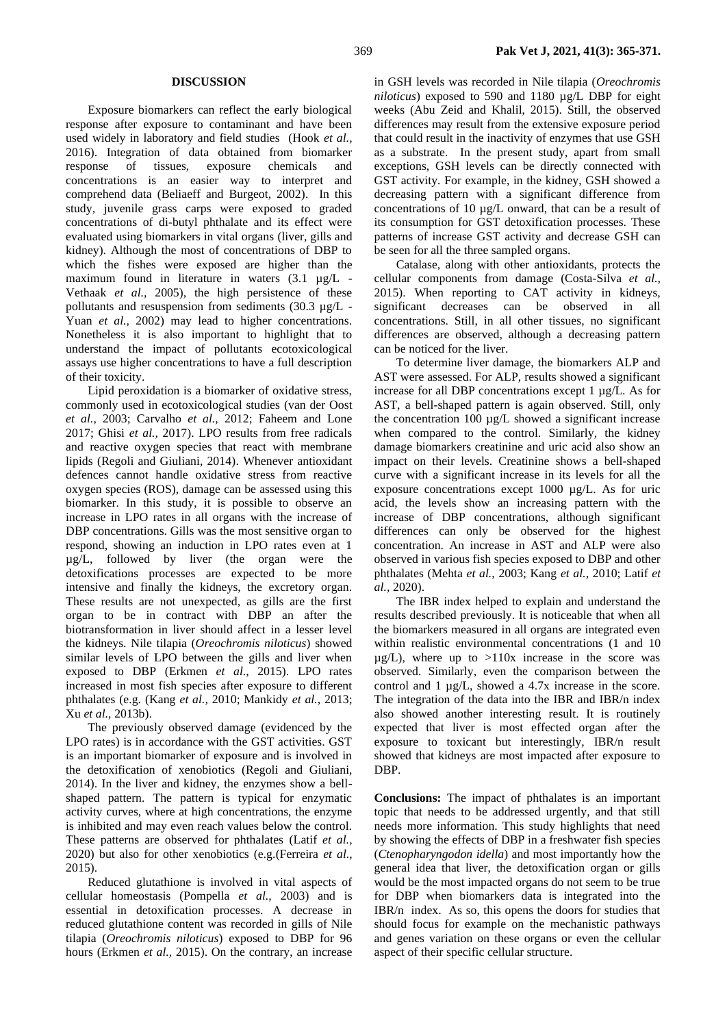## DISCUSSION

Exposure biomarkers can reflect the early biological response after exposure to contaminant and have been used widely in laboratory and field studies (Hook *et al.,* 2016). Integration of data obtained from biomarker response of tissues, exposure chemicals and concentrations is an easier way to interpret and comprehend data (Beliaeff and Burgeot, 2002). In this study, juvenile grass carps were exposed to graded concentrations of di-butyl phthalate and its effect were evaluated using biomarkers in vital organs (liver, gills and kidney). Although the most of concentrations of DBP to which the fishes were exposed are higher than the maximum found in literature in waters (3.1 µg/L - Vethaak *et al.,* 2005), the high persistence of these pollutants and resuspension from sediments (30.3 µg/L - Yuan *et al.,* 2002) may lead to higher concentrations. Nonetheless it is also important to highlight that to understand the impact of pollutants ecotoxicological assays use higher concentrations to have a full description of their toxicity.

Lipid peroxidation is a biomarker of oxidative stress, commonly used in ecotoxicological studies (van der Oost *et al.,* 2003; Carvalho *et al.,* 2012; Faheem and Lone 2017; Ghisi *et al.,* 2017). LPO results from free radicals and reactive oxygen species that react with membrane lipids (Regoli and Giuliani, 2014). Whenever antioxidant defences cannot handle oxidative stress from reactive oxygen species (ROS), damage can be assessed using this biomarker. In this study, it is possible to observe an increase in LPO rates in all organs with the increase of DBP concentrations. Gills was the most sensitive organ to respond, showing an induction in LPO rates even at 1 µg/L, followed by liver (the organ were the detoxifications processes are expected to be more intensive and finally the kidneys, the excretory organ. These results are not unexpected, as gills are the first organ to be in contract with DBP an after the biotransformation in liver should affect in a lesser level the kidneys. Nile tilapia (*Oreochromis niloticus*) showed similar levels of LPO between the gills and liver when exposed to DBP (Erkmen *et al.,* 2015). LPO rates increased in most fish species after exposure to different phthalates (e.g. (Kang *et al.,* 2010; Mankidy *et al.,* 2013; Xu *et al.,* 2013b).

The previously observed damage (evidenced by the LPO rates) is in accordance with the GST activities. GST is an important biomarker of exposure and is involved in the detoxification of xenobiotics (Regoli and Giuliani, 2014). In the liver and kidney, the enzymes show a bell-shaped pattern. The pattern is typical for enzymatic activity curves, where at high concentrations, the enzyme is inhibited and may even reach values below the control. These patterns are observed for phthalates (Latif *et al.,* 2020) but also for other xenobiotics (e.g.(Ferreira *et al.,* 2015).

Reduced glutathione is involved in vital aspects of cellular homeostasis (Pompella *et al.,* 2003) and is essential in detoxification processes. A decrease in reduced glutathione content was recorded in gills of Nile tilapia (*Oreochromis niloticus*) exposed to DBP for 96 hours (Erkmen *et al.,* 2015). On the contrary, an increase in GSH levels was recorded in Nile tilapia (*Oreochromis niloticus*) exposed to 590 and 1180 µg/L DBP for eight weeks (Abu Zeid and Khalil, 2015). Still, the observed differences may result from the extensive exposure period that could result in the inactivity of enzymes that use GSH as a substrate. In the present study, apart from small exceptions, GSH levels can be directly connected with GST activity. For example, in the kidney, GSH showed a decreasing pattern with a significant difference from concentrations of 10 µg/L onward, that can be a result of its consumption for GST detoxification processes. These patterns of increase GST activity and decrease GSH can be seen for all the three sampled organs.

Catalase, along with other antioxidants, protects the cellular components from damage (Costa-Silva *et al.,* 2015). When reporting to CAT activity in kidneys, significant decreases can be observed in all concentrations. Still, in all other tissues, no significant differences are observed, although a decreasing pattern can be noticed for the liver.

To determine liver damage, the biomarkers ALP and AST were assessed. For ALP, results showed a significant increase for all DBP concentrations except 1 µg/L. As for AST, a bell-shaped pattern is again observed. Still, only the concentration 100 µg/L showed a significant increase when compared to the control. Similarly, the kidney damage biomarkers creatinine and uric acid also show an impact on their levels. Creatinine shows a bell-shaped curve with a significant increase in its levels for all the exposure concentrations except 1000 µg/L. As for uric acid, the levels show an increasing pattern with the increase of DBP concentrations, although significant differences can only be observed for the highest concentration. An increase in AST and ALP were also observed in various fish species exposed to DBP and other phthalates (Mehta *et al.,* 2003; Kang *et al.,* 2010; Latif *et al.,* 2020).

The IBR index helped to explain and understand the results described previously. It is noticeable that when all the biomarkers measured in all organs are integrated even within realistic environmental concentrations (1 and 10 µg/L), where up to >110x increase in the score was observed. Similarly, even the comparison between the control and 1 µg/L, showed a 4.7x increase in the score. The integration of the data into the IBR and IBR/n index also showed another interesting result. It is routinely expected that liver is most effected organ after the exposure to toxicant but interestingly, IBR/n result showed that kidneys are most impacted after exposure to DBP.

**Conclusions:** The impact of phthalates is an important topic that needs to be addressed urgently, and that still needs more information. This study highlights that need by showing the effects of DBP in a freshwater fish species (*Ctenopharyngodon idella*) and most importantly how the general idea that liver, the detoxification organ or gills would be the most impacted organs do not seem to be true for DBP when biomarkers data is integrated into the IBR/n index. As so, this opens the doors for studies that should focus for example on the mechanistic pathways and genes variation on these organs or even the cellular aspect of their specific cellular structure.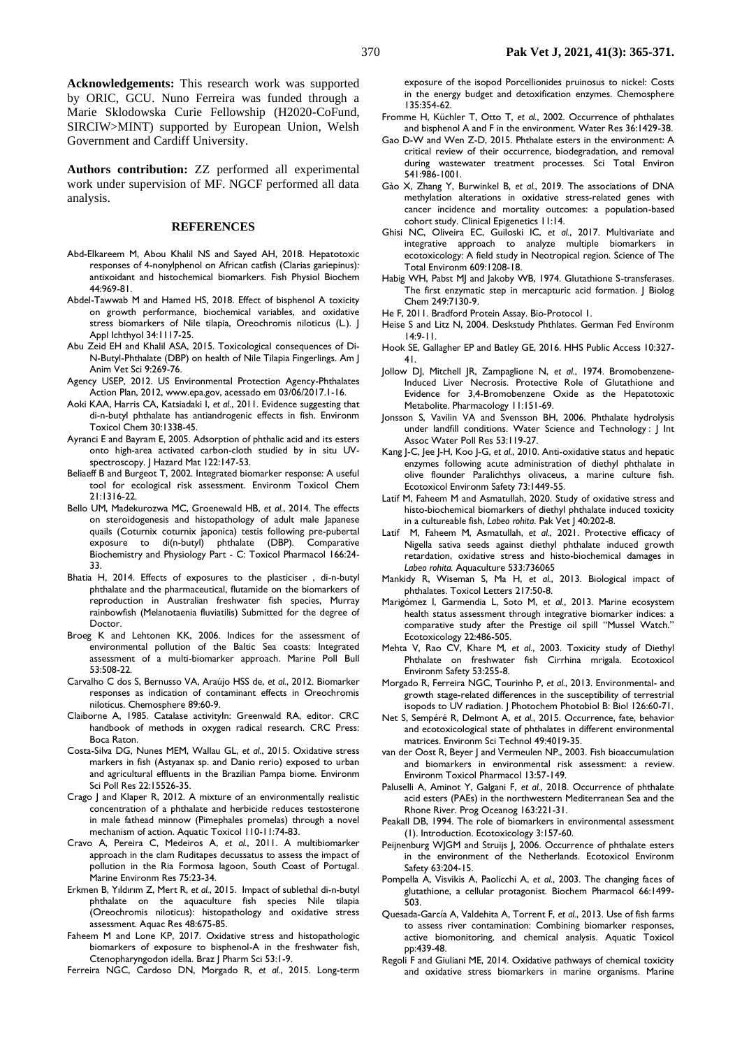**Acknowledgements:** This research work was supported by ORIC, GCU. Nuno Ferreira was funded through a Marie Sklodowska Curie Fellowship (H2020-CoFund, SIRCIW>MINT) supported by European Union, Welsh Government and Cardiff University.

**Authors contribution:** ZZ performed all experimental work under supervision of MF. NGCF performed all data analysis.

## REFERENCES

Abd-Elkareem M, Abou Khalil NS and Sayed AH, 2018. Hepatotoxic responses of 4-nonylphenol on African catfish (Clarias gariepinus): antioxidant and histochemical biomarkers. Fish Physiol Biochem 44:969-81.

Abdel-Tawwab M and Hamed HS, 2018. Effect of bisphenol A toxicity on growth performance, biochemical variables, and oxidative stress biomarkers of Nile tilapia, Oreochromis niloticus (L.). J Appl Ichthyol 34:1117-25.

Abu Zeid EH and Khalil ASA, 2015. Toxicological consequences of Di-N-Butyl-Phthalate (DBP) on health of Nile Tilapia Fingerlings. Am J Anim Vet Sci 9:269-76.

Agency USEP, 2012. US Environmental Protection Agency-Phthalates Action Plan, 2012, www.epa.gov, acessado em 03/06/2017.1-16.

Aoki KAA, Harris CA, Katsiadaki I, *et al.*, 2011. Evidence suggesting that di-n-butyl phthalate has antiandrogenic effects in fish. Environm Toxicol Chem 30:1338-45.

Ayranci E and Bayram E, 2005. Adsorption of phthalic acid and its esters onto high-area activated carbon-cloth studied by in situ UV-spectroscopy. J Hazard Mat 122:147-53.

Beliaeff B and Burgeot T, 2002. Integrated biomarker response: A useful tool for ecological risk assessment. Environm Toxicol Chem 21:1316-22.

Bello UM, Madekurozwa MC, Groenewald HB, *et al.*, 2014. The effects on steroidogenesis and histopathology of adult male Japanese quails (Coturnix coturnix japonica) testis following pre-pubertal exposure to di(n-butyl) phthalate (DBP). Comparative Biochemistry and Physiology Part - C: Toxicol Pharmacol 166:24-33.

Bhatia H, 2014. Effects of exposures to the plasticiser , di-n-butyl phthalate and the pharmaceutical, flutamide on the biomarkers of reproduction in Australian freshwater fish species, Murray rainbowfish (Melanotaenia fluviatilis) Submitted for the degree of Doctor.

Broeg K and Lehtonen KK, 2006. Indices for the assessment of environmental pollution of the Baltic Sea coasts: Integrated assessment of a multi-biomarker approach. Marine Poll Bull 53:508-22.

Carvalho C dos S, Bernusso VA, Araújo HSS de, *et al.*, 2012. Biomarker responses as indication of contaminant effects in Oreochromis niloticus. Chemosphere 89:60-9.

Claiborne A, 1985. Catalase activityIn: Greenwald RA, editor. CRC handbook of methods in oxygen radical research. CRC Press: Boca Raton.

Costa-Silva DG, Nunes MEM, Wallau GL, *et al.*, 2015. Oxidative stress markers in fish (Astyanax sp. and Danio rerio) exposed to urban and agricultural effluents in the Brazilian Pampa biome. Environm Sci Poll Res 22:15526-35.

Crago J and Klaper R, 2012. A mixture of an environmentally realistic concentration of a phthalate and herbicide reduces testosterone in male fathead minnow (Pimephales promelas) through a novel mechanism of action. Aquatic Toxicol 110-11:74-83.

Cravo A, Pereira C, Medeiros A, *et al.*, 2011. A multibiomarker approach in the clam Ruditapes decussatus to assess the impact of pollution in the Ria Formosa lagoon, South Coast of Portugal. Marine Environm Res 75:23-34.

Erkmen B, Yıldırım Z, Mert R, *et al.*, 2015. Impact of sublethal di-n-butyl phthalate on the aquaculture fish species Nile tilapia (Oreochromis niloticus): histopathology and oxidative stress assessment. Aquac Res 48:675-85.

Faheem M and Lone KP, 2017. Oxidative stress and histopathologic biomarkers of exposure to bisphenol-A in the freshwater fish, Ctenopharyngodon idella. Braz J Pharm Sci 53:1-9.

Ferreira NGC, Cardoso DN, Morgado R, *et al.*, 2015. Long-term exposure of the isopod Porcellionides pruinosus to nickel: Costs in the energy budget and detoxification enzymes. Chemosphere 135:354-62.

Fromme H, Küchler T, Otto T, *et al.*, 2002. Occurrence of phthalates and bisphenol A and F in the environment. Water Res 36:1429-38.

Gao D-W and Wen Z-D, 2015. Phthalate esters in the environment: A critical review of their occurrence, biodegradation, and removal during wastewater treatment processes. Sci Total Environ 541:986-1001.

Gào X, Zhang Y, Burwinkel B, *et al.*, 2019. The associations of DNA methylation alterations in oxidative stress-related genes with cancer incidence and mortality outcomes: a population-based cohort study. Clinical Epigenetics 11:14.

Ghisi NC, Oliveira EC, Guiloski IC, *et al.*, 2017. Multivariate and integrative approach to analyze multiple biomarkers in ecotoxicology: A field study in Neotropical region. Science of The Total Environm 609:1208-18.

Habig WH, Pabst MJ and Jakoby WB, 1974. Glutathione S-transferases. The first enzymatic step in mercapturic acid formation. J Biolog Chem 249:7130-9.

He F, 2011. Bradford Protein Assay. Bio-Protocol 1.

Heise S and Litz N, 2004. Deskstudy Phthlates. German Fed Environm 14:9-11.

Hook SE, Gallagher EP and Batley GE, 2016. HHS Public Access 10:327-41.

Jollow DJ, Mitchell JR, Zampaglione N, *et al.*, 1974. Bromobenzene-Induced Liver Necrosis. Protective Role of Glutathione and Evidence for 3,4-Bromobenzene Oxide as the Hepatotoxic Metabolite. Pharmacology 11:151-69.

Jonsson S, Vavilin VA and Svensson BH, 2006. Phthalate hydrolysis under landfill conditions. Water Science and Technology : J Int Assoc Water Poll Res 53:119-27.

Kang J-C, Jee J-H, Koo J-G, *et al.*, 2010. Anti-oxidative status and hepatic enzymes following acute administration of diethyl phthalate in olive flounder Paralichthys olivaceus, a marine culture fish. Ecotoxicol Environm Safety 73:1449-55.

Latif M, Faheem M and Asmatullah, 2020. Study of oxidative stress and histo-biochemical biomarkers of diethyl phthalate induced toxicity in a cultureable fish, *Labeo rohita*. Pak Vet J 40:202-8.

Latif M, Faheem M, Asmatullah, *et al.*, 2021. Protective efficacy of Nigella sativa seeds against diethyl phthalate induced growth retardation, oxidative stress and histo-biochemical damages in *Labeo rohita.* Aquaculture 533:736065

Mankidy R, Wiseman S, Ma H, *et al.*, 2013. Biological impact of phthalates. Toxicol Letters 217:50-8.

Marigómez I, Garmendia L, Soto M, *et al.*, 2013. Marine ecosystem health status assessment through integrative biomarker indices: a comparative study after the Prestige oil spill "Mussel Watch." Ecotoxicology 22:486-505.

Mehta V, Rao CV, Khare M, *et al.*, 2003. Toxicity study of Diethyl Phthalate on freshwater fish Cirrhina mrigala. Ecotoxicol Environm Safety 53:255-8.

Morgado R, Ferreira NGC, Tourinho P, *et al.*, 2013. Environmental- and growth stage-related differences in the susceptibility of terrestrial isopods to UV radiation. J Photochem Photobiol B: Biol 126:60-71.

Net S, Sempéré R, Delmont A, *et al.*, 2015. Occurrence, fate, behavior and ecotoxicological state of phthalates in different environmental matrices. Environm Sci Technol 49:4019-35.

van der Oost R, Beyer J and Vermeulen NP., 2003. Fish bioaccumulation and biomarkers in environmental risk assessment: a review. Environm Toxicol Pharmacol 13:57-149.

Paluselli A, Aminot Y, Galgani F, *et al.*, 2018. Occurrence of phthalate acid esters (PAEs) in the northwestern Mediterranean Sea and the Rhone River. Prog Oceanog 163:221-31.

Peakall DB, 1994. The role of biomarkers in environmental assessment (1). Introduction. Ecotoxicology 3:157-60.

Peijnenburg WJGM and Struijs J, 2006. Occurrence of phthalate esters in the environment of the Netherlands. Ecotoxicol Environm Safety 63:204-15.

Pompella A, Visvikis A, Paolicchi A, *et al.*, 2003. The changing faces of glutathione, a cellular protagonist. Biochem Pharmacol 66:1499-503.

Quesada-García A, Valdehita A, Torrent F, *et al.*, 2013. Use of fish farms to assess river contamination: Combining biomarker responses, active biomonitoring, and chemical analysis. Aquatic Toxicol pp:439-48.

Regoli F and Giuliani ME, 2014. Oxidative pathways of chemical toxicity and oxidative stress biomarkers in marine organisms. Marine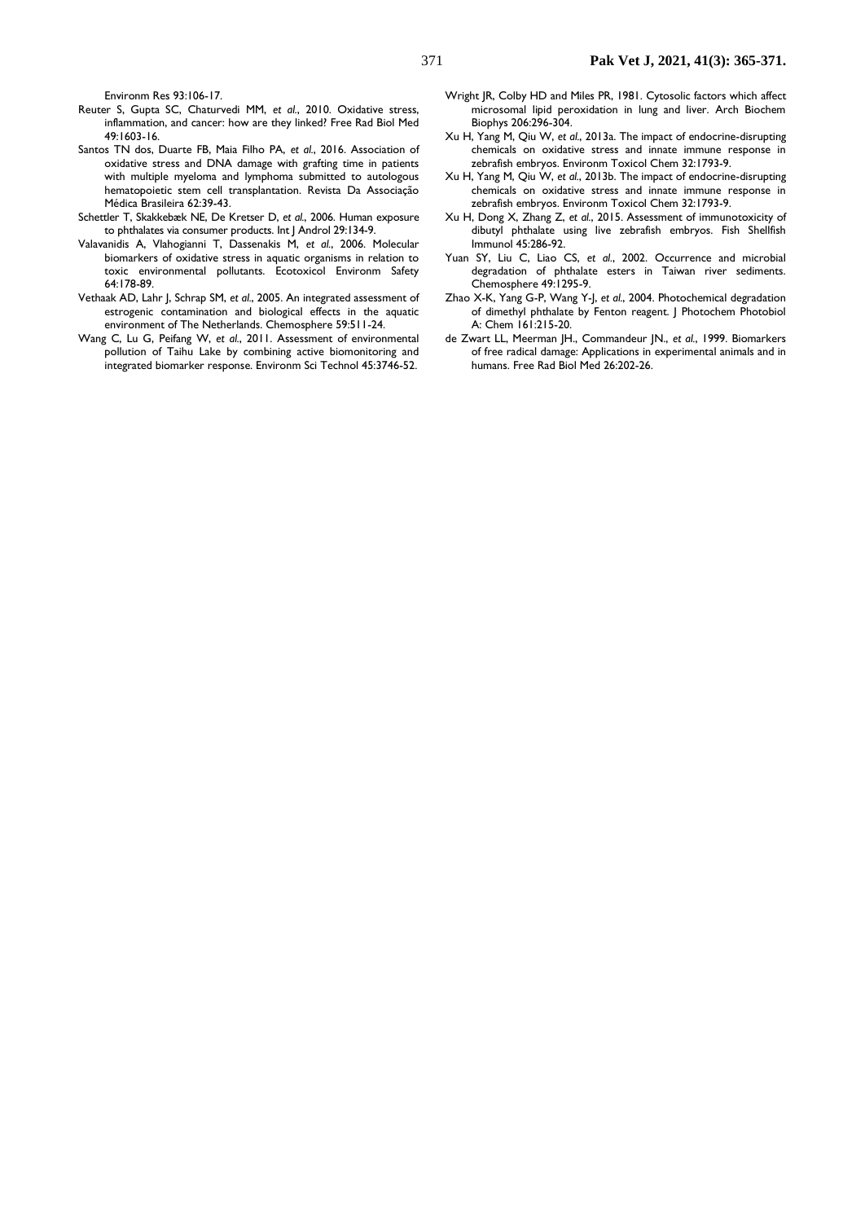Environm Res 93:106-17.

Reuter S, Gupta SC, Chaturvedi MM, *et al.*, 2010. Oxidative stress, inflammation, and cancer: how are they linked? Free Rad Biol Med 49:1603-16.

Santos TN dos, Duarte FB, Maia Filho PA, *et al.*, 2016. Association of oxidative stress and DNA damage with grafting time in patients with multiple myeloma and lymphoma submitted to autologous hematopoietic stem cell transplantation. Revista Da Associação Médica Brasileira 62:39-43.

Schettler T, Skakkebæk NE, De Kretser D, *et al.*, 2006. Human exposure to phthalates via consumer products. Int J Androl 29:134-9.

Valavanidis A, Vlahogianni T, Dassenakis M, *et al.*, 2006. Molecular biomarkers of oxidative stress in aquatic organisms in relation to toxic environmental pollutants. Ecotoxicol Environm Safety 64:178-89.

Vethaak AD, Lahr J, Schrap SM, *et al.*, 2005. An integrated assessment of estrogenic contamination and biological effects in the aquatic environment of The Netherlands. Chemosphere 59:511-24.

Wang C, Lu G, Peifang W, *et al.*, 2011. Assessment of environmental pollution of Taihu Lake by combining active biomonitoring and integrated biomarker response. Environm Sci Technol 45:3746-52.

Wright JR, Colby HD and Miles PR, 1981. Cytosolic factors which affect microsomal lipid peroxidation in lung and liver. Arch Biochem Biophys 206:296-304.

Xu H, Yang M, Qiu W, *et al.*, 2013a. The impact of endocrine-disrupting chemicals on oxidative stress and innate immune response in zebrafish embryos. Environm Toxicol Chem 32:1793-9.

Xu H, Yang M, Qiu W, *et al.*, 2013b. The impact of endocrine-disrupting chemicals on oxidative stress and innate immune response in zebrafish embryos. Environm Toxicol Chem 32:1793-9.

Xu H, Dong X, Zhang Z, *et al.*, 2015. Assessment of immunotoxicity of dibutyl phthalate using live zebrafish embryos. Fish Shellfish Immunol 45:286-92.

Yuan SY, Liu C, Liao CS, *et al.*, 2002. Occurrence and microbial degradation of phthalate esters in Taiwan river sediments. Chemosphere 49:1295-9.

Zhao X-K, Yang G-P, Wang Y-J, *et al.*, 2004. Photochemical degradation of dimethyl phthalate by Fenton reagent. J Photochem Photobiol A: Chem 161:215-20.

de Zwart LL, Meerman JH., Commandeur JN., *et al.*, 1999. Biomarkers of free radical damage: Applications in experimental animals and in humans. Free Rad Biol Med 26:202-26.